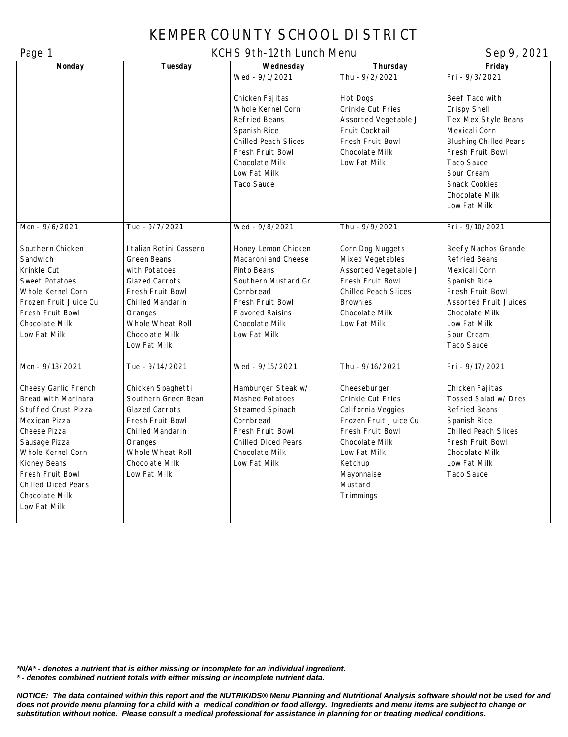# KEMPER COUNTY SCHOOL DISTRICT

## KCHS 9th-12th Lunch Menu

Sep 9, 2021

| Monday | Tuesday | Wednesday | Thursday | Friday |
|---|---|---|---|---|
| | | Wed - 9/1/2021<br><br>Chicken Fajitas<br>Whole Kernel Corn<br>Refried Beans<br>Spanish Rice<br>Chilled Peach Slices<br>Fresh Fruit Bowl<br>Chocolate Milk<br>Low Fat Milk<br>Taco Sauce | Thu - 9/2/2021<br><br>Hot Dogs<br>Crinkle Cut Fries<br>Assorted Vegetable J<br>Fruit Cocktail<br>Fresh Fruit Bowl<br>Chocolate Milk<br>Low Fat Milk | Fri - 9/3/2021<br><br>Beef Taco with<br>Crispy Shell<br>Tex Mex Style Beans<br>Mexicali Corn<br>Blushing Chilled Pears<br>Fresh Fruit Bowl<br>Taco Sauce<br>Sour Cream<br>Snack Cookies<br>Chocolate Milk<br>Low Fat Milk |
| Mon - 9/6/2021<br><br>Southern Chicken<br>Sandwich<br>Krinkle Cut<br>Sweet Potatoes<br>Whole Kernel Corn<br>Frozen Fruit Juice Cu<br>Fresh Fruit Bowl<br>Chocolate Milk<br>Low Fat Milk | Tue - 9/7/2021<br><br>Italian Rotini Cassero<br>Green Beans<br>with Potatoes<br>Glazed Carrots<br>Fresh Fruit Bowl<br>Chilled Mandarin<br>Oranges<br>Whole Wheat Roll<br>Chocolate Milk<br>Low Fat Milk | Wed - 9/8/2021<br><br>Honey Lemon Chicken<br>Macaroni and Cheese<br>Pinto Beans<br>Southern Mustard Gr<br>Cornbread<br>Fresh Fruit Bowl<br>Flavored Raisins<br>Chocolate Milk<br>Low Fat Milk | Thu - 9/9/2021<br><br>Corn Dog Nuggets<br>Mixed Vegetables<br>Assorted Vegetable J<br>Fresh Fruit Bowl<br>Chilled Peach Slices<br>Brownies<br>Chocolate Milk<br>Low Fat Milk | Fri - 9/10/2021<br><br>Beefy Nachos Grande<br>Refried Beans<br>Mexicali Corn<br>Spanish Rice<br>Fresh Fruit Bowl<br>Assorted Fruit Juices<br>Chocolate Milk<br>Low Fat Milk<br>Sour Cream<br>Taco Sauce |
| Mon - 9/13/2021<br><br>Cheesy Garlic French<br>Bread with Marinara<br>Stuffed Crust Pizza<br>Mexican Pizza<br>Cheese Pizza<br>Sausage Pizza<br>Whole Kernel Corn<br>Kidney Beans<br>Fresh Fruit Bowl<br>Chilled Diced Pears<br>Chocolate Milk<br>Low Fat Milk | Tue - 9/14/2021<br><br>Chicken Spaghetti<br>Southern Green Bean<br>Glazed Carrots<br>Fresh Fruit Bowl<br>Chilled Mandarin<br>Oranges<br>Whole Wheat Roll<br>Chocolate Milk<br>Low Fat Milk | Wed - 9/15/2021<br><br>Hamburger Steak w/<br>Mashed Potatoes<br>Steamed Spinach<br>Cornbread<br>Fresh Fruit Bowl<br>Chilled Diced Pears<br>Chocolate Milk<br>Low Fat Milk | Thu - 9/16/2021<br><br>Cheeseburger<br>Crinkle Cut Fries<br>California Veggies<br>Frozen Fruit Juice Cu<br>Fresh Fruit Bowl<br>Chocolate Milk<br>Low Fat Milk<br>Ketchup<br>Mayonnaise<br>Mustard<br>Trimmings | Fri - 9/17/2021<br><br>Chicken Fajitas<br>Tossed Salad w/ Dres<br>Refried Beans<br>Spanish Rice<br>Chilled Peach Slices<br>Fresh Fruit Bowl<br>Chocolate Milk<br>Low Fat Milk<br>Taco Sauce |

***N/A* - denotes a nutrient that is either missing or incomplete for an individual ingredient.**
***\* - denotes combined nutrient totals with either missing or incomplete nutrient data.***

***NOTICE: The data contained within this report and the NUTRIKIDS® Menu Planning and Nutritional Analysis software should not be used for and does not provide menu planning for a child with a medical condition or food allergy. Ingredients and menu items are subject to change or substitution without notice. Please consult a medical professional for assistance in planning for or treating medical conditions.***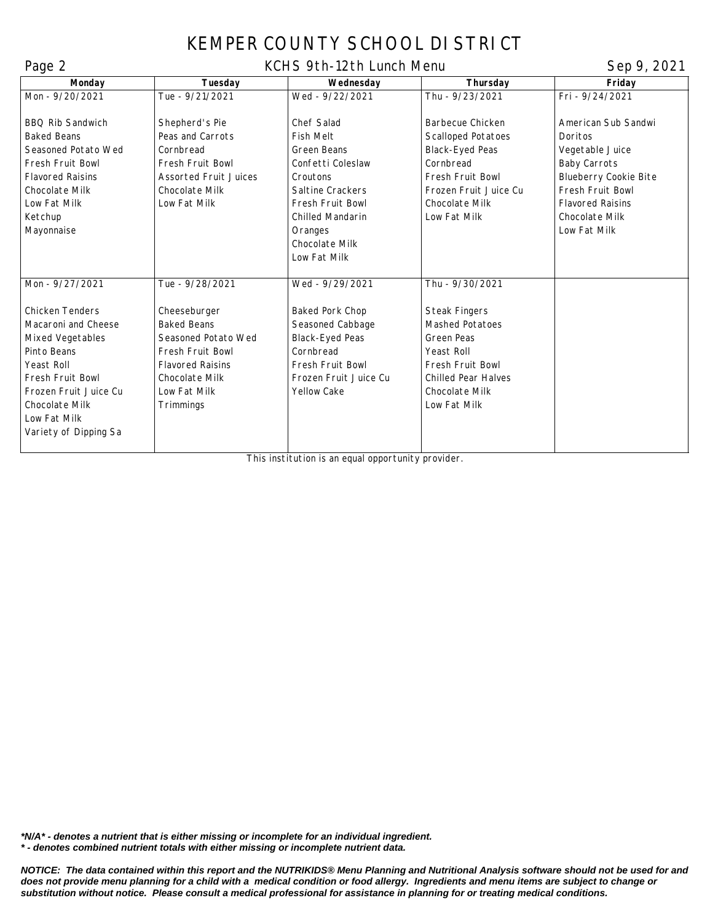# KEMPER COUNTY SCHOOL DISTRICT

## KCHS 9th-12th Lunch Menu

Sep 9, 2021

| Monday | Tuesday | Wednesday | Thursday | Friday |
|---|---|---|---|---|
| Mon - 9/20/2021<br><br>BBQ Rib Sandwich<br>Baked Beans<br>Seasoned Potato Wed<br>Fresh Fruit Bowl<br>Flavored Raisins<br>Chocolate Milk<br>Low Fat Milk<br>Ketchup<br>Mayonnaise | Tue - 9/21/2021<br><br>Shepherd's Pie<br>Peas and Carrots<br>Cornbread<br>Fresh Fruit Bowl<br>Assorted Fruit Juices<br>Chocolate Milk<br>Low Fat Milk | Wed - 9/22/2021<br><br>Chef Salad<br>Fish Melt<br>Green Beans<br>Confetti Coleslaw<br>Croutons<br>Saltine Crackers<br>Fresh Fruit Bowl<br>Chilled Mandarin Oranges<br>Chocolate Milk<br>Low Fat Milk | Thu - 9/23/2021<br><br>Barbecue Chicken<br>Scalloped Potatoes<br>Black-Eyed Peas<br>Cornbread<br>Fresh Fruit Bowl<br>Frozen Fruit Juice Cu<br>Chocolate Milk<br>Low Fat Milk | Fri - 9/24/2021<br><br>American Sub Sandwi<br>Doritos<br>Vegetable Juice<br>Baby Carrots<br>Blueberry Cookie Bite<br>Fresh Fruit Bowl<br>Flavored Raisins<br>Chocolate Milk<br>Low Fat Milk |
| Mon - 9/27/2021<br><br>Chicken Tenders<br>Macaroni and Cheese<br>Mixed Vegetables<br>Pinto Beans<br>Yeast Roll<br>Fresh Fruit Bowl<br>Frozen Fruit Juice Cu<br>Chocolate Milk<br>Low Fat Milk<br>Variety of Dipping Sa | Tue - 9/28/2021<br><br>Cheeseburger<br>Baked Beans<br>Seasoned Potato Wed<br>Fresh Fruit Bowl<br>Flavored Raisins<br>Chocolate Milk<br>Low Fat Milk<br>Trimmings | Wed - 9/29/2021<br><br>Baked Pork Chop<br>Seasoned Cabbage<br>Black-Eyed Peas<br>Cornbread<br>Fresh Fruit Bowl<br>Frozen Fruit Juice Cu<br>Yellow Cake | Thu - 9/30/2021<br><br>Steak Fingers<br>Mashed Potatoes<br>Green Peas<br>Yeast Roll<br>Fresh Fruit Bowl<br>Chilled Pear Halves<br>Chocolate Milk<br>Low Fat Milk | |

This institution is an equal opportunity provider.

***N/A* - denotes a nutrient that is either missing or incomplete for an individual ingredient.***
*** - denotes combined nutrient totals with either missing or incomplete nutrient data.***

***NOTICE: The data contained within this report and the NUTRIKIDS® Menu Planning and Nutritional Analysis software should not be used for and does not provide menu planning for a child with a medical condition or food allergy. Ingredients and menu items are subject to change or substitution without notice. Please consult a medical professional for assistance in planning for or treating medical conditions.***